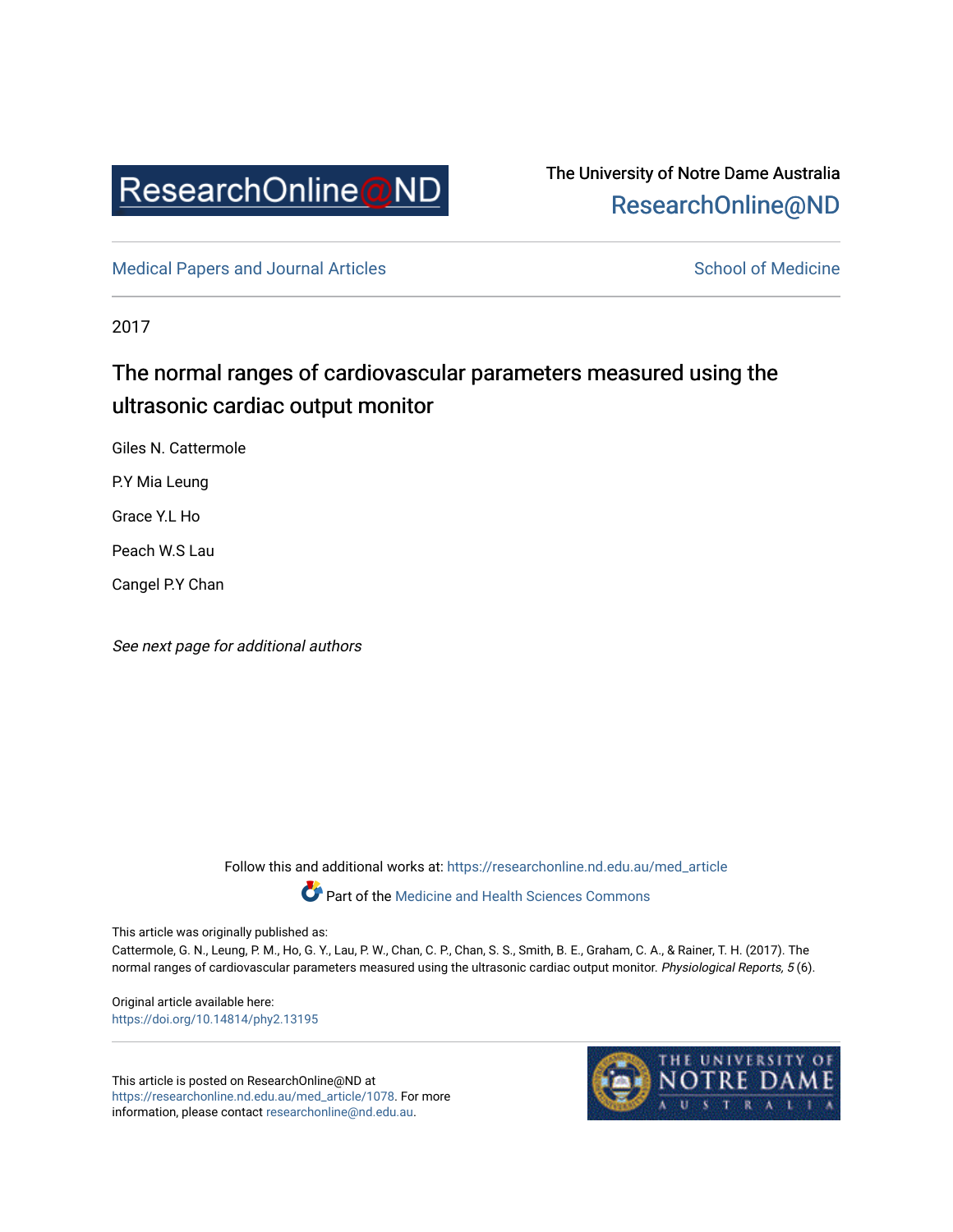ResearchOnline@ND

The University of Notre Dame Australia
ResearchOnline@ND

Medical Papers and Journal Articles

School of Medicine

2017

# The normal ranges of cardiovascular parameters measured using the ultrasonic cardiac output monitor

Giles N. Cattermole

P.Y Mia Leung

Grace Y.L Ho

Peach W.S Lau

Cangel P.Y Chan

*See next page for additional authors*

Follow this and additional works at: https://researchonline.nd.edu.au/med_article

Part of the Medicine and Health Sciences Commons

This article was originally published as:
Cattermole, G. N., Leung, P. M., Ho, G. Y., Lau, P. W., Chan, C. P., Chan, S. S., Smith, B. E., Graham, C. A., & Rainer, T. H. (2017). The normal ranges of cardiovascular parameters measured using the ultrasonic cardiac output monitor. *Physiological Reports, 5* (6).

Original article available here:
https://doi.org/10.14814/phy2.13195

This article is posted on ResearchOnline@ND at https://researchonline.nd.edu.au/med_article/1078. For more information, please contact researchonline@nd.edu.au.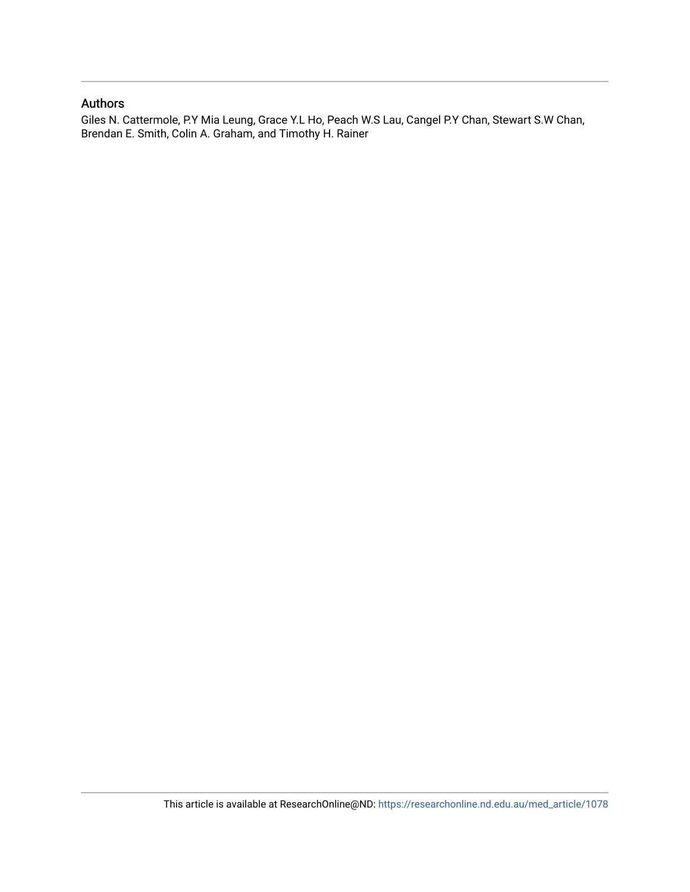## Authors

Giles N. Cattermole, P.Y Mia Leung, Grace Y.L Ho, Peach W.S Lau, Cangel P.Y Chan, Stewart S.W Chan, Brendan E. Smith, Colin A. Graham, and Timothy H. Rainer

This article is available at ResearchOnline@ND: https://researchonline.nd.edu.au/med_article/1078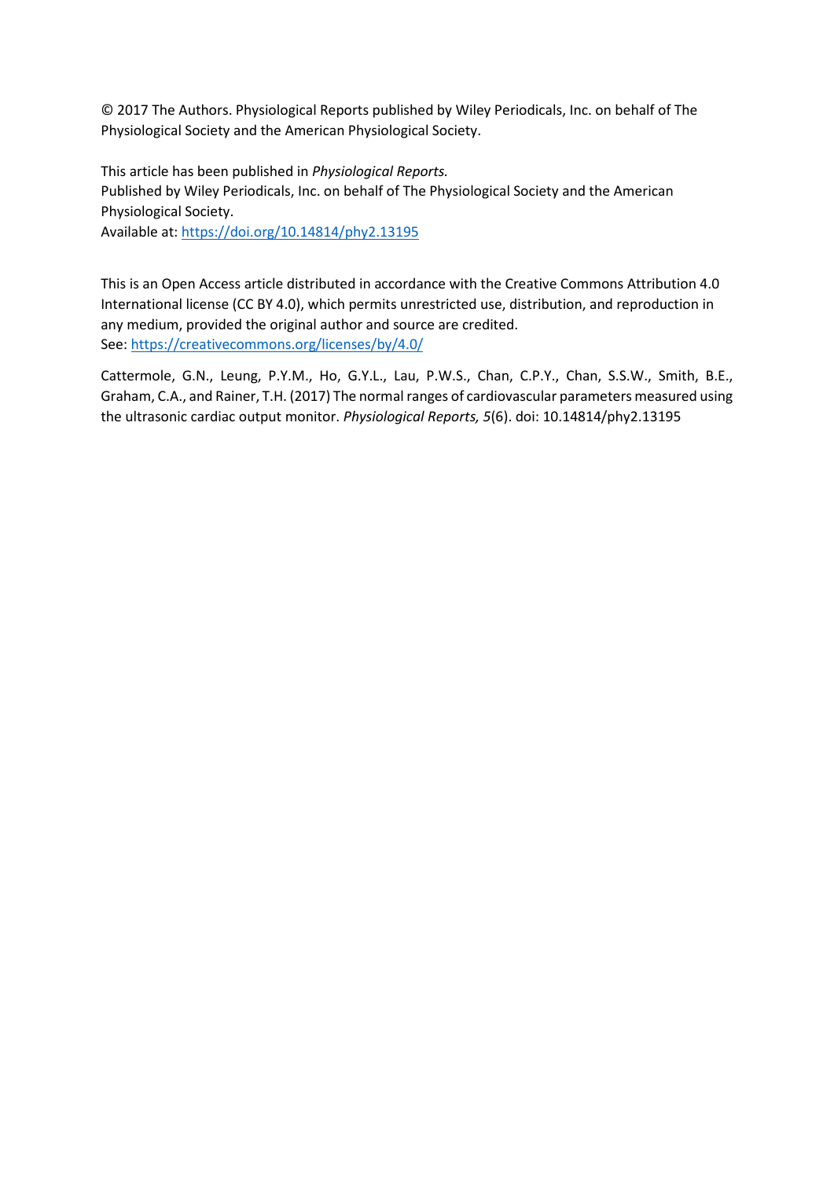© 2017 The Authors. Physiological Reports published by Wiley Periodicals, Inc. on behalf of The Physiological Society and the American Physiological Society.

This article has been published in *Physiological Reports.*
Published by Wiley Periodicals, Inc. on behalf of The Physiological Society and the American Physiological Society.
Available at: https://doi.org/10.14814/phy2.13195

This is an Open Access article distributed in accordance with the Creative Commons Attribution 4.0 International license (CC BY 4.0), which permits unrestricted use, distribution, and reproduction in any medium, provided the original author and source are credited.
See: https://creativecommons.org/licenses/by/4.0/

Cattermole, G.N., Leung, P.Y.M., Ho, G.Y.L., Lau, P.W.S., Chan, C.P.Y., Chan, S.S.W., Smith, B.E., Graham, C.A., and Rainer, T.H. (2017) The normal ranges of cardiovascular parameters measured using the ultrasonic cardiac output monitor. *Physiological Reports, 5*(6). doi: 10.14814/phy2.13195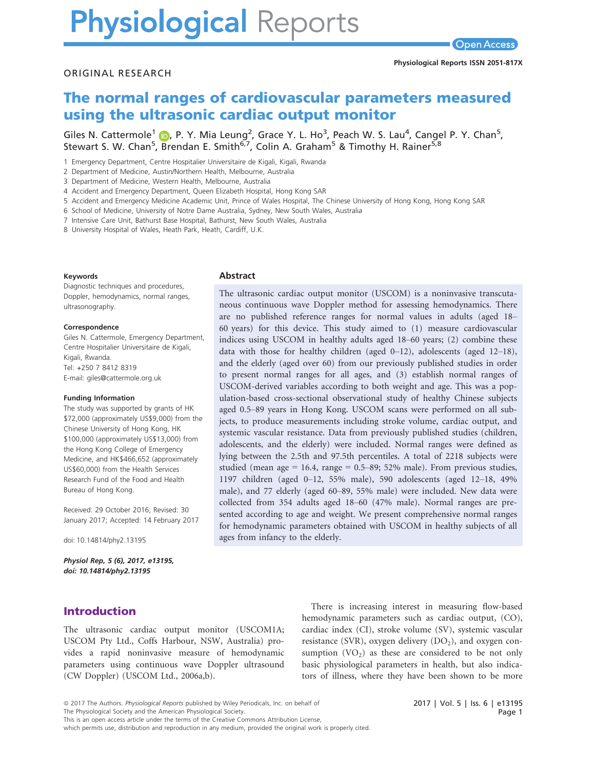## ORIGINAL RESEARCH

# The normal ranges of cardiovascular parameters measured using the ultrasonic cardiac output monitor

Giles N. Cattermole[1], P. Y. Mia Leung[2], Grace Y. L. Ho[3], Peach W. S. Lau[4], Cangel P. Y. Chan[5], Stewart S. W. Chan[5], Brendan E. Smith[6,7], Colin A. Graham[5] & Timothy H. Rainer[5,8]

1 Emergency Department, Centre Hospitalier Universitaire de Kigali, Kigali, Rwanda
2 Department of Medicine, Austin/Northern Health, Melbourne, Australia
3 Department of Medicine, Western Health, Melbourne, Australia
4 Accident and Emergency Department, Queen Elizabeth Hospital, Hong Kong SAR
5 Accident and Emergency Medicine Academic Unit, Prince of Wales Hospital, The Chinese University of Hong Kong, Hong Kong SAR
6 School of Medicine, University of Notre Dame Australia, Sydney, New South Wales, Australia
7 Intensive Care Unit, Bathurst Base Hospital, Bathurst, New South Wales, Australia
8 University Hospital of Wales, Heath Park, Heath, Cardiff, U.K.

**Keywords**

Diagnostic techniques and procedures, Doppler, hemodynamics, normal ranges, ultrasonography.

**Correspondence**

Giles N. Cattermole, Emergency Department, Centre Hospitalier Universitaire de Kigali, Kigali, Rwanda.
Tel: +250 7 8412 8319
E-mail: giles@cattermole.org.uk

**Funding Information**

The study was supported by grants of HK $72,000 (approximately US$9,000) from the Chinese University of Hong Kong, HK $100,000 (approximately US$13,000) from the Hong Kong College of Emergency Medicine, and HK$466,652 (approximately US$60,000) from the Health Services Research Fund of the Food and Health Bureau of Hong Kong.

Received: 29 October 2016; Revised: 30 January 2017; Accepted: 14 February 2017

doi: 10.14814/phy2.13195

*Physiol Rep, 5 (6), 2017, e13195, doi: 10.14814/phy2.13195*

## Abstract

The ultrasonic cardiac output monitor (USCOM) is a noninvasive transcutaneous continuous wave Doppler method for assessing hemodynamics. There are no published reference ranges for normal values in adults (aged 18–60 years) for this device. This study aimed to (1) measure cardiovascular indices using USCOM in healthy adults aged 18–60 years; (2) combine these data with those for healthy children (aged 0–12), adolescents (aged 12–18), and the elderly (aged over 60) from our previously published studies in order to present normal ranges for all ages, and (3) establish normal ranges of USCOM-derived variables according to both weight and age. This was a population-based cross-sectional observational study of healthy Chinese subjects aged 0.5–89 years in Hong Kong. USCOM scans were performed on all subjects, to produce measurements including stroke volume, cardiac output, and systemic vascular resistance. Data from previously published studies (children, adolescents, and the elderly) were included. Normal ranges were defined as lying between the 2.5th and 97.5th percentiles. A total of 2218 subjects were studied (mean age = 16.4, range = 0.5–89; 52% male). From previous studies, 1197 children (aged 0–12, 55% male), 590 adolescents (aged 12–18, 49% male), and 77 elderly (aged 60–89, 55% male) were included. New data were collected from 354 adults aged 18–60 (47% male). Normal ranges are presented according to age and weight. We present comprehensive normal ranges for hemodynamic parameters obtained with USCOM in healthy subjects of all ages from infancy to the elderly.

## Introduction

The ultrasonic cardiac output monitor (USCOM1A; USCOM Pty Ltd., Coffs Harbour, NSW, Australia) provides a rapid noninvasive measure of hemodynamic parameters using continuous wave Doppler ultrasound (CW Doppler) (USCOM Ltd., 2006a,b).

There is increasing interest in measuring flow-based hemodynamic parameters such as cardiac output, (CO), cardiac index (CI), stroke volume (SV), systemic vascular resistance (SVR), oxygen delivery ($DO_2$), and oxygen consumption ($VO_2$) as these are considered to be not only basic physiological parameters in health, but also indicators of illness, where they have been shown to be more

© 2017 The Authors. *Physiological Reports* published by Wiley Periodicals, Inc. on behalf of The Physiological Society and the American Physiological Society.
This is an open access article under the terms of the Creative Commons Attribution License, which permits use, distribution and reproduction in any medium, provided the original work is properly cited.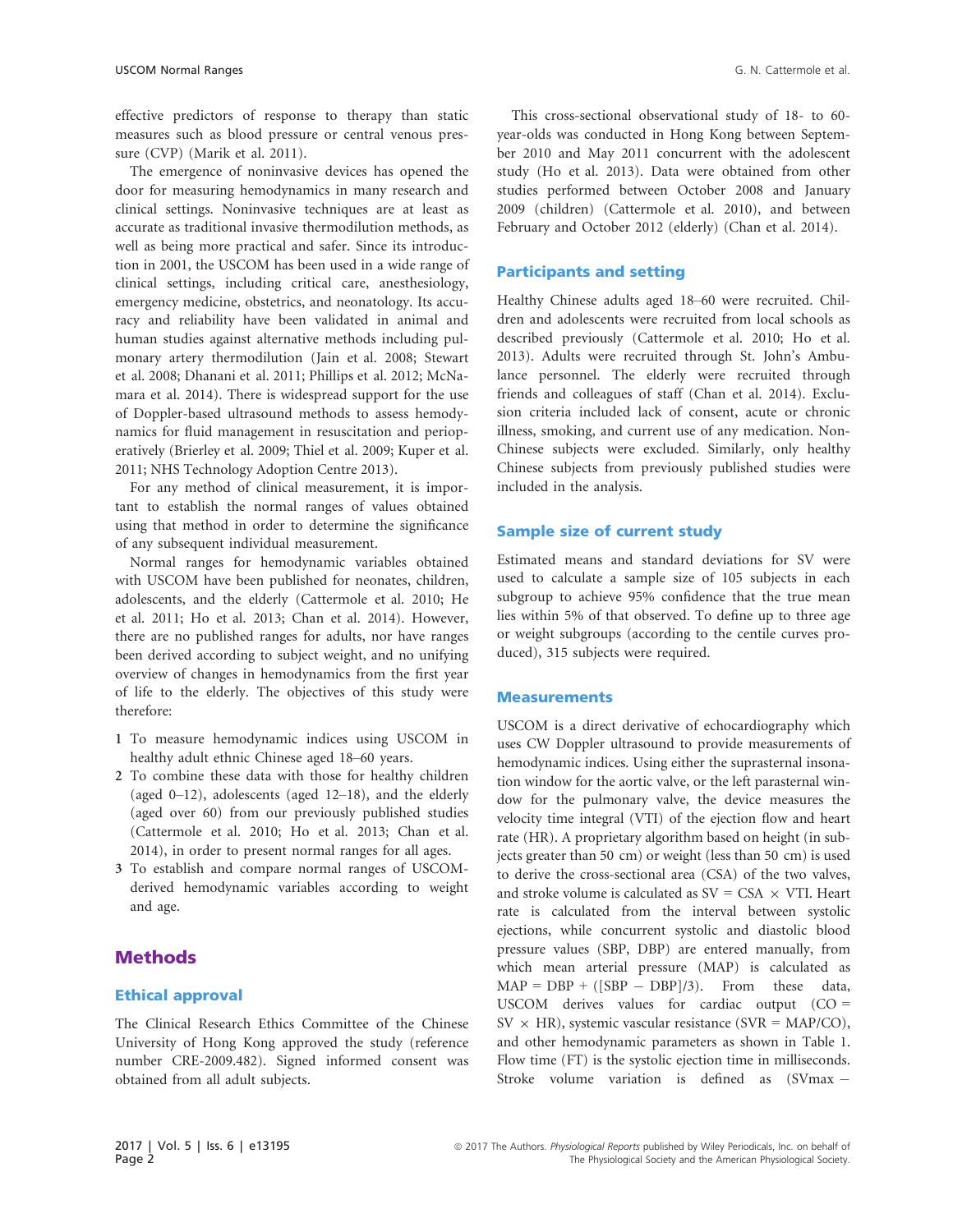effective predictors of response to therapy than static measures such as blood pressure or central venous pressure (CVP) (Marik et al. 2011).

The emergence of noninvasive devices has opened the door for measuring hemodynamics in many research and clinical settings. Noninvasive techniques are at least as accurate as traditional invasive thermodilution methods, as well as being more practical and safer. Since its introduction in 2001, the USCOM has been used in a wide range of clinical settings, including critical care, anesthesiology, emergency medicine, obstetrics, and neonatology. Its accuracy and reliability have been validated in animal and human studies against alternative methods including pulmonary artery thermodilution (Jain et al. 2008; Stewart et al. 2008; Dhanani et al. 2011; Phillips et al. 2012; McNamara et al. 2014). There is widespread support for the use of Doppler-based ultrasound methods to assess hemodynamics for fluid management in resuscitation and perioperatively (Brierley et al. 2009; Thiel et al. 2009; Kuper et al. 2011; NHS Technology Adoption Centre 2013).

For any method of clinical measurement, it is important to establish the normal ranges of values obtained using that method in order to determine the significance of any subsequent individual measurement.

Normal ranges for hemodynamic variables obtained with USCOM have been published for neonates, children, adolescents, and the elderly (Cattermole et al. 2010; He et al. 2011; Ho et al. 2013; Chan et al. 2014). However, there are no published ranges for adults, nor have ranges been derived according to subject weight, and no unifying overview of changes in hemodynamics from the first year of life to the elderly. The objectives of this study were therefore:

1. To measure hemodynamic indices using USCOM in healthy adult ethnic Chinese aged 18–60 years.
2. To combine these data with those for healthy children (aged 0–12), adolescents (aged 12–18), and the elderly (aged over 60) from our previously published studies (Cattermole et al. 2010; Ho et al. 2013; Chan et al. 2014), in order to present normal ranges for all ages.
3. To establish and compare normal ranges of USCOM-derived hemodynamic variables according to weight and age.

# Methods

## Ethical approval

The Clinical Research Ethics Committee of the Chinese University of Hong Kong approved the study (reference number CRE-2009.482). Signed informed consent was obtained from all adult subjects.

This cross-sectional observational study of 18- to 60-year-olds was conducted in Hong Kong between September 2010 and May 2011 concurrent with the adolescent study (Ho et al. 2013). Data were obtained from other studies performed between October 2008 and January 2009 (children) (Cattermole et al. 2010), and between February and October 2012 (elderly) (Chan et al. 2014).

## Participants and setting

Healthy Chinese adults aged 18–60 were recruited. Children and adolescents were recruited from local schools as described previously (Cattermole et al. 2010; Ho et al. 2013). Adults were recruited through St. John's Ambulance personnel. The elderly were recruited through friends and colleagues of staff (Chan et al. 2014). Exclusion criteria included lack of consent, acute or chronic illness, smoking, and current use of any medication. Non-Chinese subjects were excluded. Similarly, only healthy Chinese subjects from previously published studies were included in the analysis.

## Sample size of current study

Estimated means and standard deviations for SV were used to calculate a sample size of 105 subjects in each subgroup to achieve 95% confidence that the true mean lies within 5% of that observed. To define up to three age or weight subgroups (according to the centile curves produced), 315 subjects were required.

## Measurements

USCOM is a direct derivative of echocardiography which uses CW Doppler ultrasound to provide measurements of hemodynamic indices. Using either the suprasternal insonation window for the aortic valve, or the left parasternal window for the pulmonary valve, the device measures the velocity time integral (VTI) of the ejection flow and heart rate (HR). A proprietary algorithm based on height (in subjects greater than 50 cm) or weight (less than 50 cm) is used to derive the cross-sectional area (CSA) of the two valves, and stroke volume is calculated as $SV = CSA \times VTI$. Heart rate is calculated from the interval between systolic ejections, while concurrent systolic and diastolic blood pressure values (SBP, DBP) are entered manually, from which mean arterial pressure (MAP) is calculated as $MAP = DBP + ([SBP - DBP]/3)$. From these data, USCOM derives values for cardiac output ($CO = SV \times HR$), systemic vascular resistance ($SVR = MAP/CO$), and other hemodynamic parameters as shown in Table 1. Flow time (FT) is the systolic ejection time in milliseconds. Stroke volume variation is defined as (SVmax −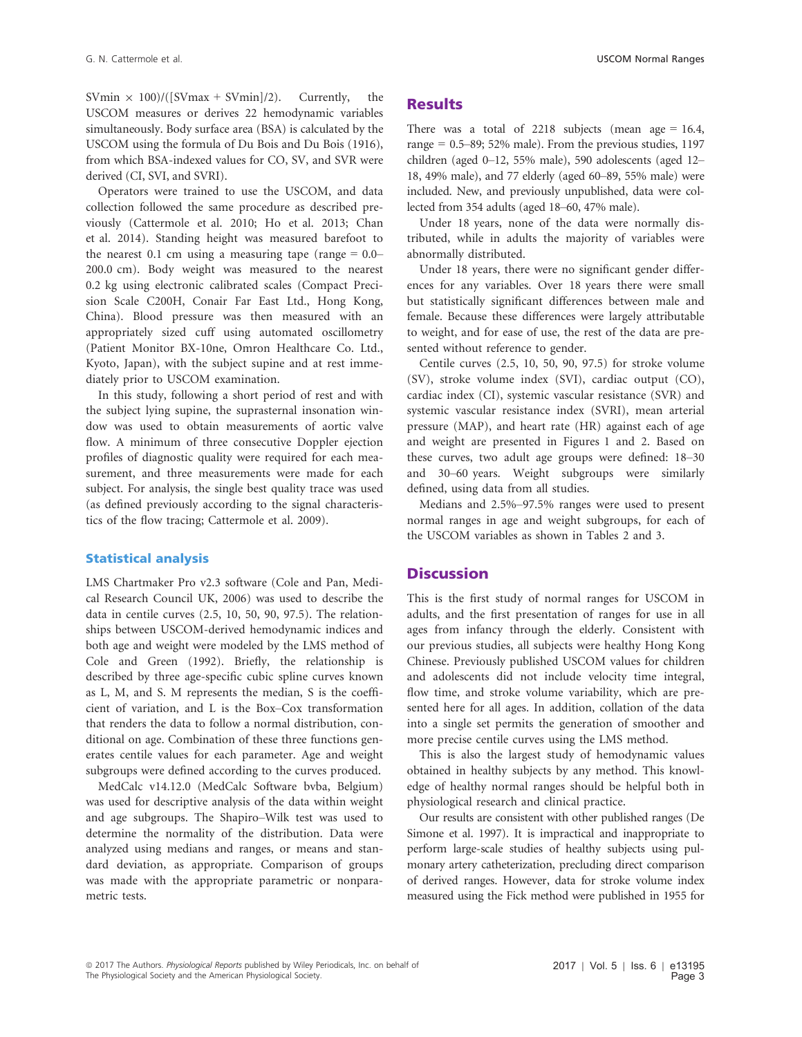SVmin × 100)/([SVmax + SVmin]/2). Currently, the USCOM measures or derives 22 hemodynamic variables simultaneously. Body surface area (BSA) is calculated by the USCOM using the formula of Du Bois and Du Bois (1916), from which BSA-indexed values for CO, SV, and SVR were derived (CI, SVI, and SVRI).

Operators were trained to use the USCOM, and data collection followed the same procedure as described previously (Cattermole et al. 2010; Ho et al. 2013; Chan et al. 2014). Standing height was measured barefoot to the nearest 0.1 cm using a measuring tape (range = 0.0–200.0 cm). Body weight was measured to the nearest 0.2 kg using electronic calibrated scales (Compact Precision Scale C200H, Conair Far East Ltd., Hong Kong, China). Blood pressure was then measured with an appropriately sized cuff using automated oscillometry (Patient Monitor BX-10ne, Omron Healthcare Co. Ltd., Kyoto, Japan), with the subject supine and at rest immediately prior to USCOM examination.

In this study, following a short period of rest and with the subject lying supine, the suprasternal insonation window was used to obtain measurements of aortic valve flow. A minimum of three consecutive Doppler ejection profiles of diagnostic quality were required for each measurement, and three measurements were made for each subject. For analysis, the single best quality trace was used (as defined previously according to the signal characteristics of the flow tracing; Cattermole et al. 2009).

### Statistical analysis

LMS Chartmaker Pro v2.3 software (Cole and Pan, Medical Research Council UK, 2006) was used to describe the data in centile curves (2.5, 10, 50, 90, 97.5). The relationships between USCOM-derived hemodynamic indices and both age and weight were modeled by the LMS method of Cole and Green (1992). Briefly, the relationship is described by three age-specific cubic spline curves known as L, M, and S. M represents the median, S is the coefficient of variation, and L is the Box–Cox transformation that renders the data to follow a normal distribution, conditional on age. Combination of these three functions generates centile values for each parameter. Age and weight subgroups were defined according to the curves produced.

MedCalc v14.12.0 (MedCalc Software bvba, Belgium) was used for descriptive analysis of the data within weight and age subgroups. The Shapiro–Wilk test was used to determine the normality of the distribution. Data were analyzed using medians and ranges, or means and standard deviation, as appropriate. Comparison of groups was made with the appropriate parametric or nonparametric tests.

## Results

There was a total of 2218 subjects (mean age = 16.4, range = 0.5–89; 52% male). From the previous studies, 1197 children (aged 0–12, 55% male), 590 adolescents (aged 12–18, 49% male), and 77 elderly (aged 60–89, 55% male) were included. New, and previously unpublished, data were collected from 354 adults (aged 18–60, 47% male).

Under 18 years, none of the data were normally distributed, while in adults the majority of variables were abnormally distributed.

Under 18 years, there were no significant gender differences for any variables. Over 18 years there were small but statistically significant differences between male and female. Because these differences were largely attributable to weight, and for ease of use, the rest of the data are presented without reference to gender.

Centile curves (2.5, 10, 50, 90, 97.5) for stroke volume (SV), stroke volume index (SVI), cardiac output (CO), cardiac index (CI), systemic vascular resistance (SVR) and systemic vascular resistance index (SVRI), mean arterial pressure (MAP), and heart rate (HR) against each of age and weight are presented in Figures 1 and 2. Based on these curves, two adult age groups were defined: 18–30 and 30–60 years. Weight subgroups were similarly defined, using data from all studies.

Medians and 2.5%–97.5% ranges were used to present normal ranges in age and weight subgroups, for each of the USCOM variables as shown in Tables 2 and 3.

## Discussion

This is the first study of normal ranges for USCOM in adults, and the first presentation of ranges for use in all ages from infancy through the elderly. Consistent with our previous studies, all subjects were healthy Hong Kong Chinese. Previously published USCOM values for children and adolescents did not include velocity time integral, flow time, and stroke volume variability, which are presented here for all ages. In addition, collation of the data into a single set permits the generation of smoother and more precise centile curves using the LMS method.

This is also the largest study of hemodynamic values obtained in healthy subjects by any method. This knowledge of healthy normal ranges should be helpful both in physiological research and clinical practice.

Our results are consistent with other published ranges (De Simone et al. 1997). It is impractical and inappropriate to perform large-scale studies of healthy subjects using pulmonary artery catheterization, precluding direct comparison of derived ranges. However, data for stroke volume index measured using the Fick method were published in 1955 for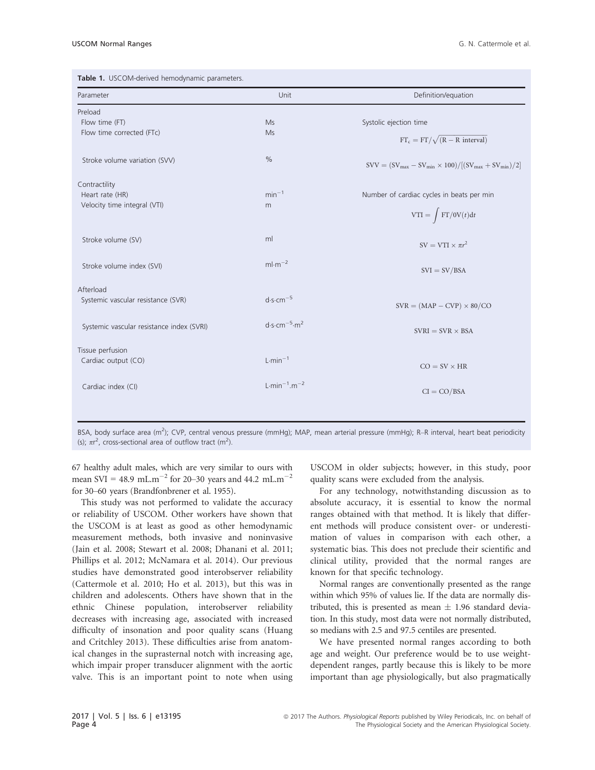**Table 1.** USCOM-derived hemodynamic parameters.

| Parameter | Unit | Definition/equation |
|---|---|---|
| Preload | | |
| Flow time (FT) | Ms | Systolic ejection time |
| Flow time corrected (FTc) | Ms | $\mathrm{FT_c} = \mathrm{FT}/\sqrt{(\mathrm{R-R\ interval})}$ |
| Stroke volume variation (SVV) | % | $\mathrm{SVV} = (\mathrm{SV_{max}} - \mathrm{SV_{min}} \times 100)/[(\mathrm{SV_{max}} + \mathrm{SV_{min}})/2]$ |
| Contractility | | |
| Heart rate (HR) | $\min^{-1}$ | Number of cardiac cycles in beats per min |
| Velocity time integral (VTI) | m | $\mathrm{VTI} = \int \mathrm{FT}/0\mathrm{V}(t)\mathrm{d}t$ |
| Stroke volume (SV) | ml | $\mathrm{SV} = \mathrm{VTI} \times \pi r^2$ |
| Stroke volume index (SVI) | $\mathrm{ml{\cdot}m^{-2}}$ | $\mathrm{SVI} = \mathrm{SV}/\mathrm{BSA}$ |
| Afterload | | |
| Systemic vascular resistance (SVR) | $\mathrm{d{\cdot}s{\cdot}cm^{-5}}$ | $\mathrm{SVR} = (\mathrm{MAP} - \mathrm{CVP}) \times 80/\mathrm{CO}$ |
| Systemic vascular resistance index (SVRI) | $\mathrm{d{\cdot}s{\cdot}cm^{-5}{\cdot}m^2}$ | $\mathrm{SVRI} = \mathrm{SVR} \times \mathrm{BSA}$ |
| Tissue perfusion | | |
| Cardiac output (CO) | $\mathrm{L{\cdot}min^{-1}}$ | $\mathrm{CO} = \mathrm{SV} \times \mathrm{HR}$ |
| Cardiac index (CI) | $\mathrm{L{\cdot}min^{-1}.m^{-2}}$ | $\mathrm{CI} = \mathrm{CO}/\mathrm{BSA}$ |

BSA, body surface area ($m^2$); CVP, central venous pressure (mmHg); MAP, mean arterial pressure (mmHg); R–R interval, heart beat periodicity (s); $\pi r^2$, cross-sectional area of outflow tract ($m^2$).

67 healthy adult males, which are very similar to ours with mean SVI = 48.9 $\mathrm{mL.m^{-2}}$ for 20–30 years and 44.2 $\mathrm{mL.m^{-2}}$ for 30–60 years (Brandfonbrener et al. 1955).

This study was not performed to validate the accuracy or reliability of USCOM. Other workers have shown that the USCOM is at least as good as other hemodynamic measurement methods, both invasive and noninvasive (Jain et al. 2008; Stewart et al. 2008; Dhanani et al. 2011; Phillips et al. 2012; McNamara et al. 2014). Our previous studies have demonstrated good interobserver reliability (Cattermole et al. 2010; Ho et al. 2013), but this was in children and adolescents. Others have shown that in the ethnic Chinese population, interobserver reliability decreases with increasing age, associated with increased difficulty of insonation and poor quality scans (Huang and Critchley 2013). These difficulties arise from anatomical changes in the suprasternal notch with increasing age, which impair proper transducer alignment with the aortic valve. This is an important point to note when using USCOM in older subjects; however, in this study, poor quality scans were excluded from the analysis.

For any technology, notwithstanding discussion as to absolute accuracy, it is essential to know the normal ranges obtained with that method. It is likely that different methods will produce consistent over- or underestimation of values in comparison with each other, a systematic bias. This does not preclude their scientific and clinical utility, provided that the normal ranges are known for that specific technology.

Normal ranges are conventionally presented as the range within which 95% of values lie. If the data are normally distributed, this is presented as mean ± 1.96 standard deviation. In this study, most data were not normally distributed, so medians with 2.5 and 97.5 centiles are presented.

We have presented normal ranges according to both age and weight. Our preference would be to use weight-dependent ranges, partly because this is likely to be more important than age physiologically, but also pragmatically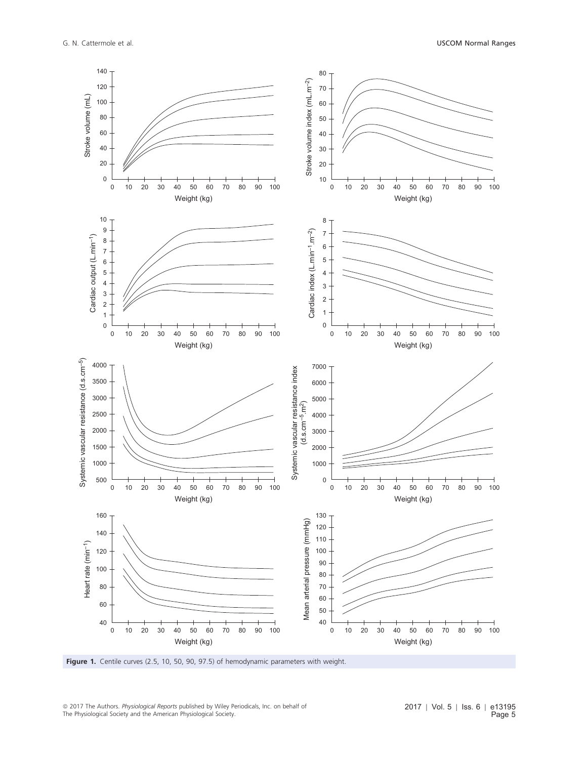**Figure 1.** Centile curves (2.5, 10, 50, 90, 97.5) of hemodynamic parameters with weight.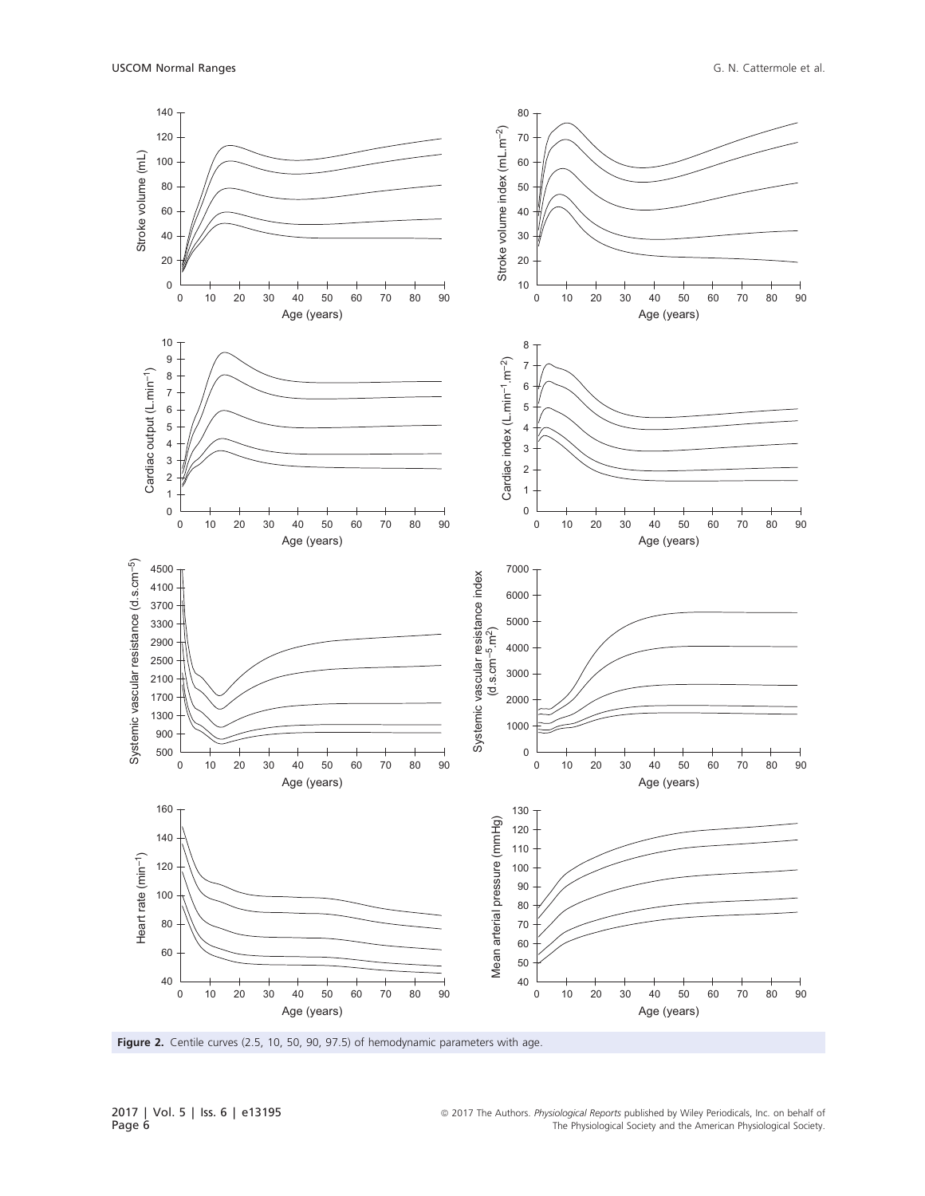Figure 2. Centile curves (2.5, 10, 50, 90, 97.5) of hemodynamic parameters with age.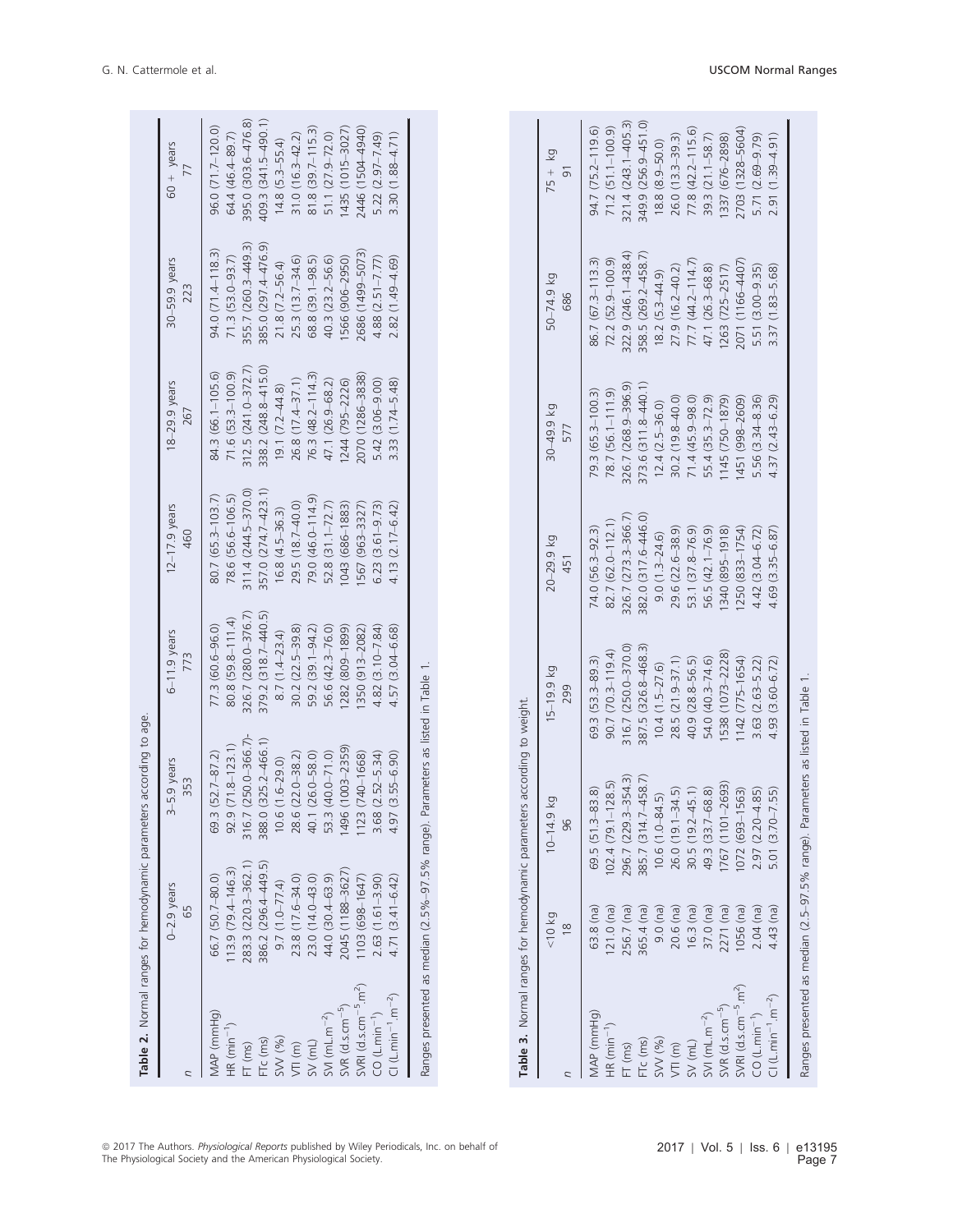**Table 2.** Normal ranges for hemodynamic parameters according to age.

| | 0–2.9 years | 3–5.9 years | 6–11.9 years | 12–17.9 years | 18–29.9 years | 30–59.9 years | 60 + years |
|---|---|---|---|---|---|---|---|
| n | 65 | 353 | 773 | 460 | 267 | 223 | 77 |
| MAP (mmHg) | 66.7 (50.7–80.0) | 69.3 (52.7–87.2) | 77.3 (60.6–96.0) | 80.7 (65.3–103.7) | 84.3 (66.1–105.6) | 94.0 (71.4–118.3) | 96.0 (71.7–120.0) |
| HR ($min^{-1}$) | 113.9 (79.4–146.3) | 92.9 (71.8–123.1) | 80.8 (59.8–111.4) | 78.6 (56.6–106.5) | 71.6 (53.3–100.9) | 71.3 (53.0–93.7) | 64.4 (46.4–89.7) |
| FT (ms) | 283.3 (220.3–362.1) | 316.7 (250.0–366.7)- | 326.7 (280.0–376.7) | 311.4 (244.5–370.0) | 312.5 (241.0–372.7) | 355.7 (260.3–449.3) | 395.0 (303.6–476.8) |
| FTc (ms) | 386.2 (296.4–449.5) | 388.0 (325.2–466.1) | 379.2 (318.7–440.5) | 357.0 (274.7–423.1) | 338.2 (248.8–415.0) | 385.0 (297.4–476.9) | 409.3 (341.5–490.1) |
| SVV (%) | 9.7 (1.0–77.4) | 10.6 (1.6–29.0) | 8.7 (1.4–23.4) | 16.8 (4.5–36.3) | 19.1 (7.2–44.8) | 21.8 (7.2–56.4) | 14.8 (5.3–55.4) |
| VTI (m) | 23.8 (17.6–34.0) | 28.6 (22.0–38.2) | 30.2 (22.5–39.8) | 29.5 (18.7–40.0) | 26.8 (17.4–37.1) | 25.3 (13.7–34.6) | 31.0 (16.3–42.2) |
| SV (mL) | 23.0 (14.0–43.0) | 40.1 (26.0–58.0) | 59.2 (39.1–94.2) | 79.0 (46.0–114.9) | 76.3 (48.2–114.3) | 68.8 (39.1–98.5) | 81.8 (39.7–115.3) |
| SVI ($mL.m^{-2}$) | 44.0 (30.4–63.9) | 53.3 (40.0–71.0) | 56.6 (42.3–76.0) | 52.8 (31.1–72.7) | 47.1 (26.9–68.2) | 40.3 (23.2–56.6) | 51.1 (27.9–72.0) |
| SVR ($d.s.cm^{-5}$) | 2045 (1188–3627) | 1496 (1003–2359) | 1282 (809–1899) | 1043 (686–1883) | 1244 (795–2226) | 1566 (906–2950) | 1435 (1015–3027) |
| SVRI ($d.s.cm^{-5}.m^2$) | 1103 (698–1647) | 1123 (740–1668) | 1350 (913–2082) | 1567 (963–3327) | 2070 (1286–3838) | 2686 (1499–5073) | 2446 (1504–4940) |
| CO ($L.min^{-1}$) | 2.63 (1.61–3.90) | 3.68 (2.52–5.34) | 4.82 (3.10–7.84) | 6.23 (3.61–9.73) | 5.42 (3.06–9.00) | 4.88 (2.51–7.77) | 5.22 (2.97–7.49) |
| CI ($L.min^{-1}.m^{-2}$) | 4.71 (3.41–6.42) | 4.97 (3.55–6.90) | 4.57 (3.04–6.68) | 4.13 (2.17–6.42) | 3.33 (1.74–5.48) | 2.82 (1.49–4.69) | 3.30 (1.88–4.71) |

Ranges presented as median (2.5%–97.5% range). Parameters as listed in Table 1.

**Table 3.** Normal ranges for hemodynamic parameters according to weight.

| | <10 kg | 10–14.9 kg | 15–19.9 kg | 20–29.9 kg | 30–49.9 kg | 50–74.9 kg | 75 + kg |
|---|---|---|---|---|---|---|---|
| n | 18 | 96 | 299 | 451 | 577 | 686 | 91 |
| MAP (mmHg) | 63.8 (na) | 69.5 (51.3–83.8) | 69.3 (53.3–89.3) | 74.0 (56.3–92.3) | 79.3 (65.3–100.3) | 86.7 (67.3–113.3) | 94.7 (75.2–119.6) |
| HR ($min^{-1}$) | 121.0 (na) | 102.4 (79.1–128.5) | 90.7 (70.3–119.4) | 82.7 (62.0–112.1) | 78.7 (56.1–111.9) | 72.2 (52.9–100.9) | 71.2 (51.1–100.9) |
| FT (ms) | 256.7 (na) | 296.7 (229.3–354.3) | 316.7 (250.0–370.0) | 326.7 (273.3–366.7) | 326.7 (268.9–396.9) | 322.9 (246.1–438.4) | 321.4 (243.1–405.3) |
| FTc (ms) | 365.4 (na) | 385.7 (314.7–458.7) | 387.5 (326.8–468.3) | 382.0 (317.6–446.0) | 373.6 (311.8–440.1) | 358.5 (269.2–458.7) | 349.9 (256.9–451.0) |
| SVV (%) | 9.0 (na) | 10.6 (1.0–84.5) | 10.4 (1.5–27.6) | 9.0 (1.3–24.6) | 12.4 (2.5–36.0) | 18.2 (5.3–44.9) | 18.8 (8.9–50.0) |
| VTI (m) | 20.6 (na) | 26.0 (19.1–34.5) | 28.5 (21.9–37.1) | 29.6 (22.6–38.9) | 30.2 (19.8–40.0) | 27.9 (16.2–40.2) | 26.0 (13.3–39.3) |
| SV (mL) | 16.3 (na) | 30.5 (19.2–45.1) | 40.9 (28.8–56.5) | 53.1 (37.8–76.9) | 71.4 (45.9–98.0) | 77.7 (44.2–114.7) | 77.8 (42.2–115.6) |
| SVI ($mL.m^{-2}$) | 37.0 (na) | 49.3 (33.7–68.8) | 54.0 (40.3–74.6) | 56.5 (42.1–76.9) | 55.4 (35.3–72.9) | 47.1 (26.3–68.8) | 39.3 (21.1–58.7) |
| SVR ($d.s.cm^{-5}$) | 2271 (na) | 1767 (1101–2693) | 1538 (1073–2228) | 1340 (895–1918) | 1145 (750–1879) | 1263 (725–2517) | 1337 (676–2898) |
| SVRI ($d.s.cm^{-5}.m^2$) | 1056 (na) | 1072 (693–1563) | 1142 (775–1654) | 1250 (833–1754) | 1451 (998–2609) | 2071 (1166–4407) | 2703 (1328–5604) |
| CO ($L.min^{-1}$) | 2.04 (na) | 2.97 (2.20–4.85) | 3.63 (2.63–5.22) | 4.42 (3.04–6.72) | 5.56 (3.34–8.36) | 5.51 (3.00–9.35) | 5.71 (2.69–9.79) |
| CI ($L.min^{-1}.m^{-2}$) | 4.43 (na) | 5.01 (3.70–7.55) | 4.93 (3.60–6.72) | 4.69 (3.35–6.87) | 4.37 (2.43–6.29) | 3.37 (1.83–5.68) | 2.91 (1.39–4.91) |

Ranges presented as median (2.5–97.5% range). Parameters as listed in Table 1.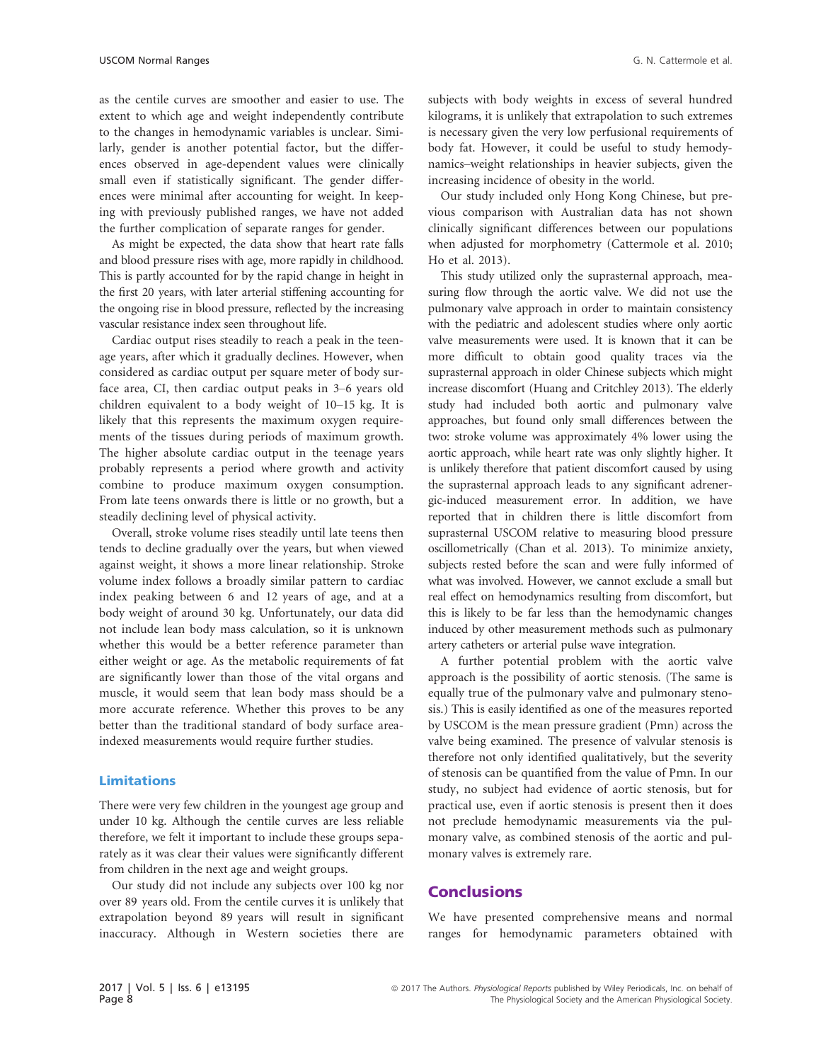as the centile curves are smoother and easier to use. The extent to which age and weight independently contribute to the changes in hemodynamic variables is unclear. Similarly, gender is another potential factor, but the differences observed in age-dependent values were clinically small even if statistically significant. The gender differences were minimal after accounting for weight. In keeping with previously published ranges, we have not added the further complication of separate ranges for gender.

As might be expected, the data show that heart rate falls and blood pressure rises with age, more rapidly in childhood. This is partly accounted for by the rapid change in height in the first 20 years, with later arterial stiffening accounting for the ongoing rise in blood pressure, reflected by the increasing vascular resistance index seen throughout life.

Cardiac output rises steadily to reach a peak in the teenage years, after which it gradually declines. However, when considered as cardiac output per square meter of body surface area, CI, then cardiac output peaks in 3–6 years old children equivalent to a body weight of 10–15 kg. It is likely that this represents the maximum oxygen requirements of the tissues during periods of maximum growth. The higher absolute cardiac output in the teenage years probably represents a period where growth and activity combine to produce maximum oxygen consumption. From late teens onwards there is little or no growth, but a steadily declining level of physical activity.

Overall, stroke volume rises steadily until late teens then tends to decline gradually over the years, but when viewed against weight, it shows a more linear relationship. Stroke volume index follows a broadly similar pattern to cardiac index peaking between 6 and 12 years of age, and at a body weight of around 30 kg. Unfortunately, our data did not include lean body mass calculation, so it is unknown whether this would be a better reference parameter than either weight or age. As the metabolic requirements of fat are significantly lower than those of the vital organs and muscle, it would seem that lean body mass should be a more accurate reference. Whether this proves to be any better than the traditional standard of body surface area-indexed measurements would require further studies.

### Limitations

There were very few children in the youngest age group and under 10 kg. Although the centile curves are less reliable therefore, we felt it important to include these groups separately as it was clear their values were significantly different from children in the next age and weight groups.

Our study did not include any subjects over 100 kg nor over 89 years old. From the centile curves it is unlikely that extrapolation beyond 89 years will result in significant inaccuracy. Although in Western societies there are subjects with body weights in excess of several hundred kilograms, it is unlikely that extrapolation to such extremes is necessary given the very low perfusional requirements of body fat. However, it could be useful to study hemodynamics–weight relationships in heavier subjects, given the increasing incidence of obesity in the world.

Our study included only Hong Kong Chinese, but previous comparison with Australian data has not shown clinically significant differences between our populations when adjusted for morphometry (Cattermole et al. 2010; Ho et al. 2013).

This study utilized only the suprasternal approach, measuring flow through the aortic valve. We did not use the pulmonary valve approach in order to maintain consistency with the pediatric and adolescent studies where only aortic valve measurements were used. It is known that it can be more difficult to obtain good quality traces via the suprasternal approach in older Chinese subjects which might increase discomfort (Huang and Critchley 2013). The elderly study had included both aortic and pulmonary valve approaches, but found only small differences between the two: stroke volume was approximately 4% lower using the aortic approach, while heart rate was only slightly higher. It is unlikely therefore that patient discomfort caused by using the suprasternal approach leads to any significant adrenergic-induced measurement error. In addition, we have reported that in children there is little discomfort from suprasternal USCOM relative to measuring blood pressure oscillometrically (Chan et al. 2013). To minimize anxiety, subjects rested before the scan and were fully informed of what was involved. However, we cannot exclude a small but real effect on hemodynamics resulting from discomfort, but this is likely to be far less than the hemodynamic changes induced by other measurement methods such as pulmonary artery catheters or arterial pulse wave integration.

A further potential problem with the aortic valve approach is the possibility of aortic stenosis. (The same is equally true of the pulmonary valve and pulmonary stenosis.) This is easily identified as one of the measures reported by USCOM is the mean pressure gradient (Pmn) across the valve being examined. The presence of valvular stenosis is therefore not only identified qualitatively, but the severity of stenosis can be quantified from the value of Pmn. In our study, no subject had evidence of aortic stenosis, but for practical use, even if aortic stenosis is present then it does not preclude hemodynamic measurements via the pulmonary valve, as combined stenosis of the aortic and pulmonary valves is extremely rare.

## Conclusions

We have presented comprehensive means and normal ranges for hemodynamic parameters obtained with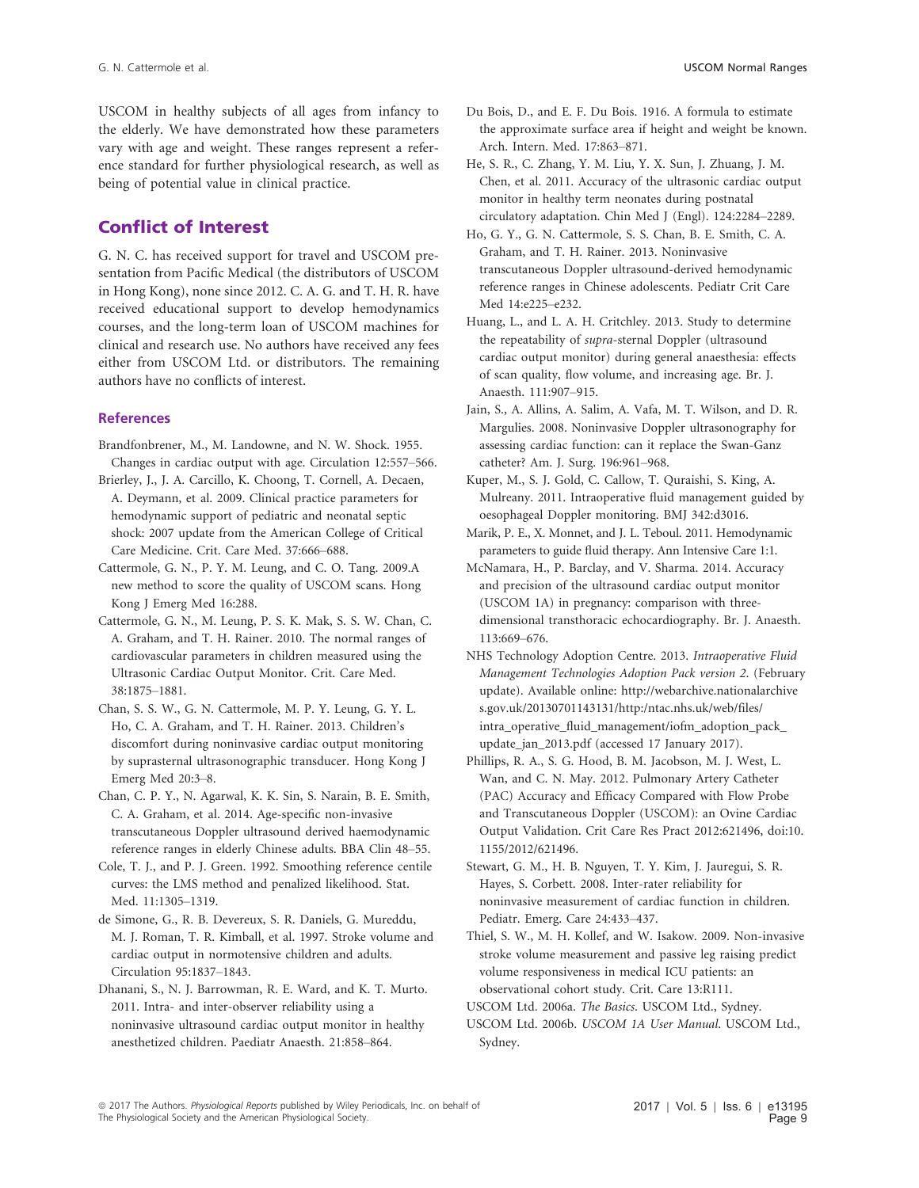USCOM in healthy subjects of all ages from infancy to the elderly. We have demonstrated how these parameters vary with age and weight. These ranges represent a reference standard for further physiological research, as well as being of potential value in clinical practice.

## Conflict of Interest

G. N. C. has received support for travel and USCOM presentation from Pacific Medical (the distributors of USCOM in Hong Kong), none since 2012. C. A. G. and T. H. R. have received educational support to develop hemodynamics courses, and the long-term loan of USCOM machines for clinical and research use. No authors have received any fees either from USCOM Ltd. or distributors. The remaining authors have no conflicts of interest.

### References

Brandfonbrener, M., M. Landowne, and N. W. Shock. 1955. Changes in cardiac output with age. Circulation 12:557–566.

Brierley, J., J. A. Carcillo, K. Choong, T. Cornell, A. Decaen, A. Deymann, et al. 2009. Clinical practice parameters for hemodynamic support of pediatric and neonatal septic shock: 2007 update from the American College of Critical Care Medicine. Crit. Care Med. 37:666–688.

Cattermole, G. N., P. Y. M. Leung, and C. O. Tang. 2009.A new method to score the quality of USCOM scans. Hong Kong J Emerg Med 16:288.

Cattermole, G. N., M. Leung, P. S. K. Mak, S. S. W. Chan, C. A. Graham, and T. H. Rainer. 2010. The normal ranges of cardiovascular parameters in children measured using the Ultrasonic Cardiac Output Monitor. Crit. Care Med. 38:1875–1881.

Chan, S. S. W., G. N. Cattermole, M. P. Y. Leung, G. Y. L. Ho, C. A. Graham, and T. H. Rainer. 2013. Children's discomfort during noninvasive cardiac output monitoring by suprasternal ultrasonographic transducer. Hong Kong J Emerg Med 20:3–8.

Chan, C. P. Y., N. Agarwal, K. K. Sin, S. Narain, B. E. Smith, C. A. Graham, et al. 2014. Age-specific non-invasive transcutaneous Doppler ultrasound derived haemodynamic reference ranges in elderly Chinese adults. BBA Clin 48–55.

Cole, T. J., and P. J. Green. 1992. Smoothing reference centile curves: the LMS method and penalized likelihood. Stat. Med. 11:1305–1319.

de Simone, G., R. B. Devereux, S. R. Daniels, G. Mureddu, M. J. Roman, T. R. Kimball, et al. 1997. Stroke volume and cardiac output in normotensive children and adults. Circulation 95:1837–1843.

Dhanani, S., N. J. Barrowman, R. E. Ward, and K. T. Murto. 2011. Intra- and inter-observer reliability using a noninvasive ultrasound cardiac output monitor in healthy anesthetized children. Paediatr Anaesth. 21:858–864.

Du Bois, D., and E. F. Du Bois. 1916. A formula to estimate the approximate surface area if height and weight be known. Arch. Intern. Med. 17:863–871.

He, S. R., C. Zhang, Y. M. Liu, Y. X. Sun, J. Zhuang, J. M. Chen, et al. 2011. Accuracy of the ultrasonic cardiac output monitor in healthy term neonates during postnatal circulatory adaptation. Chin Med J (Engl). 124:2284–2289.

Ho, G. Y., G. N. Cattermole, S. S. Chan, B. E. Smith, C. A. Graham, and T. H. Rainer. 2013. Noninvasive transcutaneous Doppler ultrasound-derived hemodynamic reference ranges in Chinese adolescents. Pediatr Crit Care Med 14:e225–e232.

Huang, L., and L. A. H. Critchley. 2013. Study to determine the repeatability of *supra*-sternal Doppler (ultrasound cardiac output monitor) during general anaesthesia: effects of scan quality, flow volume, and increasing age. Br. J. Anaesth. 111:907–915.

Jain, S., A. Allins, A. Salim, A. Vafa, M. T. Wilson, and D. R. Margulies. 2008. Noninvasive Doppler ultrasonography for assessing cardiac function: can it replace the Swan-Ganz catheter? Am. J. Surg. 196:961–968.

Kuper, M., S. J. Gold, C. Callow, T. Quraishi, S. King, A. Mulreany. 2011. Intraoperative fluid management guided by oesophageal Doppler monitoring. BMJ 342:d3016.

Marik, P. E., X. Monnet, and J. L. Teboul. 2011. Hemodynamic parameters to guide fluid therapy. Ann Intensive Care 1:1.

McNamara, H., P. Barclay, and V. Sharma. 2014. Accuracy and precision of the ultrasound cardiac output monitor (USCOM 1A) in pregnancy: comparison with three-dimensional transthoracic echocardiography. Br. J. Anaesth. 113:669–676.

NHS Technology Adoption Centre. 2013. *Intraoperative Fluid Management Technologies Adoption Pack version 2*. (February update). Available online: http://webarchive.nationalarchives.gov.uk/20130701143131/http:/ntac.nhs.uk/web/files/intra_operative_fluid_management/iofm_adoption_pack_update_jan_2013.pdf (accessed 17 January 2017).

Phillips, R. A., S. G. Hood, B. M. Jacobson, M. J. West, L. Wan, and C. N. May. 2012. Pulmonary Artery Catheter (PAC) Accuracy and Efficacy Compared with Flow Probe and Transcutaneous Doppler (USCOM): an Ovine Cardiac Output Validation. Crit Care Res Pract 2012:621496, doi:10.1155/2012/621496.

Stewart, G. M., H. B. Nguyen, T. Y. Kim, J. Jauregui, S. R. Hayes, S. Corbett. 2008. Inter-rater reliability for noninvasive measurement of cardiac function in children. Pediatr. Emerg. Care 24:433–437.

Thiel, S. W., M. H. Kollef, and W. Isakow. 2009. Non-invasive stroke volume measurement and passive leg raising predict volume responsiveness in medical ICU patients: an observational cohort study. Crit. Care 13:R111.

USCOM Ltd. 2006a. *The Basics*. USCOM Ltd., Sydney.

USCOM Ltd. 2006b. *USCOM 1A User Manual*. USCOM Ltd., Sydney.